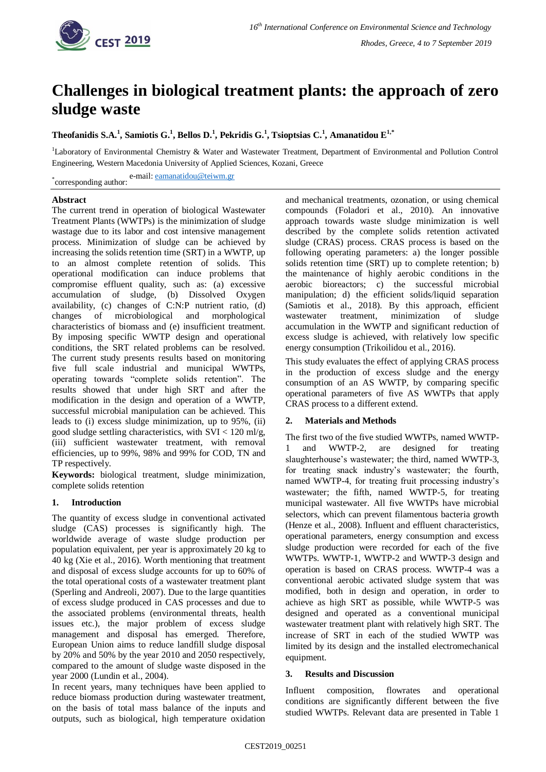# Challenges in biological treatment plants: the approach of zero sludge waste

**Theofanidis S.A.[1], Samiotis G.[1], Bellos D.[1], Pekridis G.[1], Tsioptsias C.[1], Amanatidou E[1,*]**

[1]Laboratory of Environmental Chemistry & Water and Wastewater Treatment, Department of Environmental and Pollution Control Engineering, Western Macedonia University of Applied Sciences, Kozani, Greece

[*]corresponding author: e-mail: eamanatidou@teiwm.gr

**Abstract**

The current trend in operation of biological Wastewater Treatment Plants (WWTPs) is the minimization of sludge wastage due to its labor and cost intensive management process. Minimization of sludge can be achieved by increasing the solids retention time (SRT) in a WWTP, up to an almost complete retention of solids. This operational modification can induce problems that compromise effluent quality, such as: (a) excessive accumulation of sludge, (b) Dissolved Oxygen availability, (c) changes of C:N:P nutrient ratio, (d) changes of microbiological and morphological characteristics of biomass and (e) insufficient treatment. By imposing specific WWTP design and operational conditions, the SRT related problems can be resolved. The current study presents results based on monitoring five full scale industrial and municipal WWTPs, operating towards "complete solids retention". The results showed that under high SRT and after the modification in the design and operation of a WWTP, successful microbial manipulation can be achieved. This leads to (i) excess sludge minimization, up to 95%, (ii) good sludge settling characteristics, with SVI < 120 ml/g, (iii) sufficient wastewater treatment, with removal efficiencies, up to 99%, 98% and 99% for COD, TN and TP respectively.

**Keywords:** biological treatment, sludge minimization, complete solids retention

## 1. Introduction

The quantity of excess sludge in conventional activated sludge (CAS) processes is significantly high. The worldwide average of waste sludge production per population equivalent, per year is approximately 20 kg to 40 kg (Xie et al., 2016). Worth mentioning that treatment and disposal of excess sludge accounts for up to 60% of the total operational costs of a wastewater treatment plant (Sperling and Andreoli, 2007). Due to the large quantities of excess sludge produced in CAS processes and due to the associated problems (environmental threats, health issues etc.), the major problem of excess sludge management and disposal has emerged. Therefore, European Union aims to reduce landfill sludge disposal by 20% and 50% by the year 2010 and 2050 respectively, compared to the amount of sludge waste disposed in the year 2000 (Lundin et al., 2004).

In recent years, many techniques have been applied to reduce biomass production during wastewater treatment, on the basis of total mass balance of the inputs and outputs, such as biological, high temperature oxidation and mechanical treatments, ozonation, or using chemical compounds (Foladori et al., 2010). An innovative approach towards waste sludge minimization is well described by the complete solids retention activated sludge (CRAS) process. CRAS process is based on the following operating parameters: a) the longer possible solids retention time (SRT) up to complete retention; b) the maintenance of highly aerobic conditions in the aerobic bioreactors; c) the successful microbial manipulation; d) the efficient solids/liquid separation (Samiotis et al., 2018). By this approach, efficient wastewater treatment, minimization of sludge accumulation in the WWTP and significant reduction of excess sludge is achieved, with relatively low specific energy consumption (Trikoilidou et al., 2016).

This study evaluates the effect of applying CRAS process in the production of excess sludge and the energy consumption of an AS WWTP, by comparing specific operational parameters of five AS WWTPs that apply CRAS process to a different extend.

## 2. Materials and Methods

The first two of the five studied WWTPs, named WWTP-1 and WWTP-2, are designed for treating slaughterhouse's wastewater; the third, named WWTP-3, for treating snack industry's wastewater; the fourth, named WWTP-4, for treating fruit processing industry's wastewater; the fifth, named WWTP-5, for treating municipal wastewater. All five WWTPs have microbial selectors, which can prevent filamentous bacteria growth (Henze et al., 2008). Influent and effluent characteristics, operational parameters, energy consumption and excess sludge production were recorded for each of the five WWTPs. WWTP-1, WWTP-2 and WWTP-3 design and operation is based on CRAS process. WWTP-4 was a conventional aerobic activated sludge system that was modified, both in design and operation, in order to achieve as high SRT as possible, while WWTP-5 was designed and operated as a conventional municipal wastewater treatment plant with relatively high SRT. The increase of SRT in each of the studied WWTP was limited by its design and the installed electromechanical equipment.

## 3. Results and Discussion

Influent composition, flowrates and operational conditions are significantly different between the five studied WWTPs. Relevant data are presented in Table 1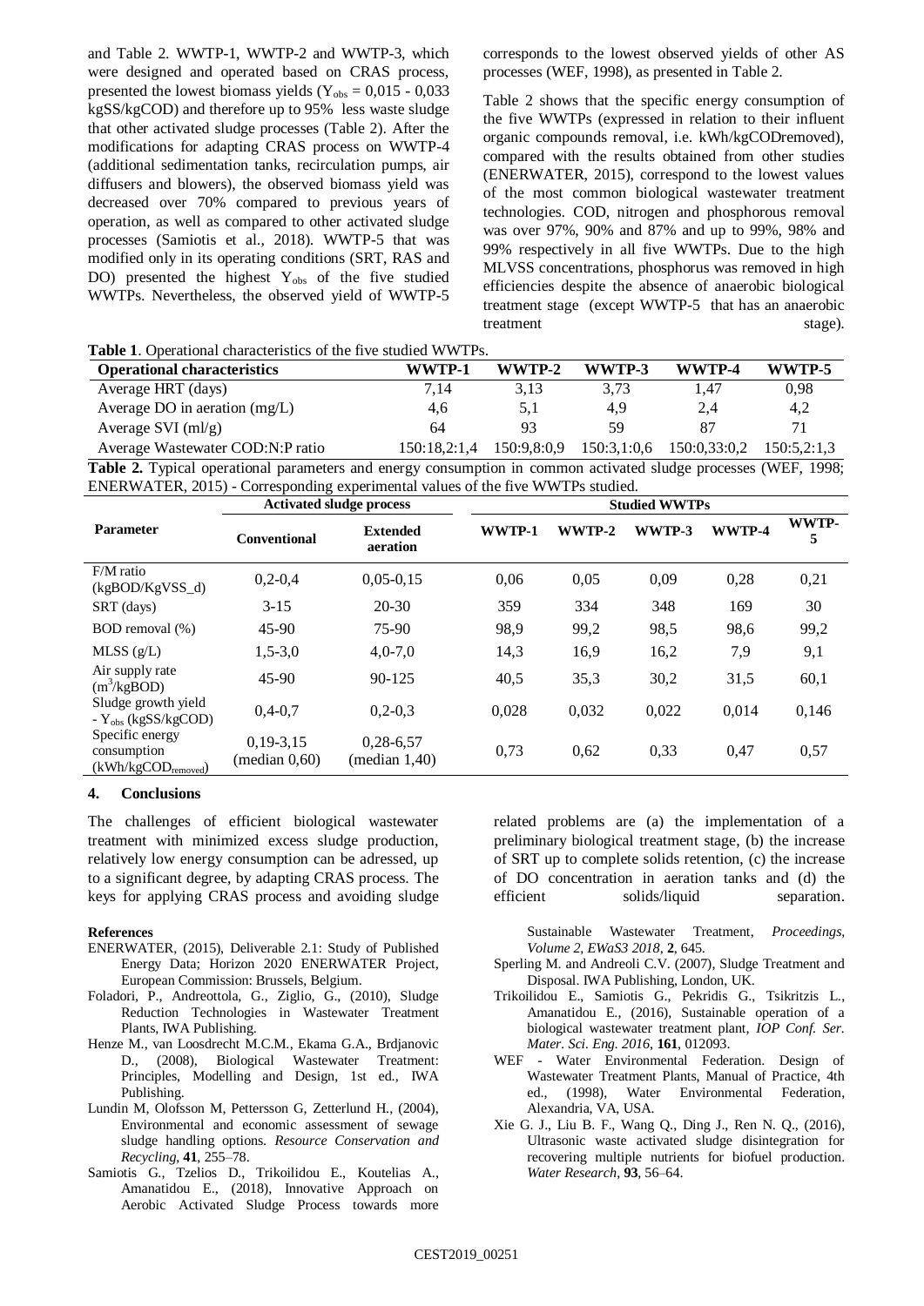and Table 2. WWTP-1, WWTP-2 and WWTP-3, which were designed and operated based on CRAS process, presented the lowest biomass yields ($Y_{obs}$ = 0,015 - 0,033 kgSS/kgCOD) and therefore up to 95% less waste sludge that other activated sludge processes (Table 2). After the modifications for adapting CRAS process on WWTP-4 (additional sedimentation tanks, recirculation pumps, air diffusers and blowers), the observed biomass yield was decreased over 70% compared to previous years of operation, as well as compared to other activated sludge processes (Samiotis et al., 2018). WWTP-5 that was modified only in its operating conditions (SRT, RAS and DO) presented the highest $Y_{obs}$ of the five studied WWTPs. Nevertheless, the observed yield of WWTP-5 corresponds to the lowest observed yields of other AS processes (WEF, 1998), as presented in Table 2.

Table 2 shows that the specific energy consumption of the five WWTPs (expressed in relation to their influent organic compounds removal, i.e. kWh/kgCODremoved), compared with the results obtained from other studies (ENERWATER, 2015), correspond to the lowest values of the most common biological wastewater treatment technologies. COD, nitrogen and phosphorous removal was over 97%, 90% and 87% and up to 99%, 98% and 99% respectively in all five WWTPs. Due to the high MLVSS concentrations, phosphorus was removed in high efficiencies despite the absence of anaerobic biological treatment stage (except WWTP-5 that has an anaerobic treatment stage).

**Table 1**. Operational characteristics of the five studied WWTPs.

| Operational characteristics | WWTP-1 | WWTP-2 | WWTP-3 | WWTP-4 | WWTP-5 |
|---|---|---|---|---|---|
| Average HRT (days) | 7,14 | 3,13 | 3,73 | 1,47 | 0,98 |
| Average DO in aeration (mg/L) | 4,6 | 5,1 | 4,9 | 2,4 | 4,2 |
| Average SVI (ml/g) | 64 | 93 | 59 | 87 | 71 |
| Average Wastewater COD:N:P ratio | 150:18,2:1,4 | 150:9,8:0,9 | 150:3,1:0,6 | 150:0,33:0,2 | 150:5,2:1,3 |

**Table 2.** Typical operational parameters and energy consumption in common activated sludge processes (WEF, 1998; ENERWATER, 2015) - Corresponding experimental values of the five WWTPs studied.

| Parameter | Activated sludge process | | Studied WWTPs | | | | |
|---|---|---|---|---|---|---|---|
| | Conventional | Extended aeration | WWTP-1 | WWTP-2 | WWTP-3 | WWTP-4 | WWTP-5 |
| F/M ratio (kgBOD/KgVSS_d) | 0,2-0,4 | 0,05-0,15 | 0,06 | 0,05 | 0,09 | 0,28 | 0,21 |
| SRT (days) | 3-15 | 20-30 | 359 | 334 | 348 | 169 | 30 |
| BOD removal (%) | 45-90 | 75-90 | 98,9 | 99,2 | 98,5 | 98,6 | 99,2 |
| MLSS (g/L) | 1,5-3,0 | 4,0-7,0 | 14,3 | 16,9 | 16,2 | 7,9 | 9,1 |
| Air supply rate ($m^3$/kgBOD) | 45-90 | 90-125 | 40,5 | 35,3 | 30,2 | 31,5 | 60,1 |
| Sludge growth yield - $Y_{obs}$ (kgSS/kgCOD) | 0,4-0,7 | 0,2-0,3 | 0,028 | 0,032 | 0,022 | 0,014 | 0,146 |
| Specific energy consumption ($kWh/kgCOD_{removed}$) | 0,19-3,15 (median 0,60) | 0,28-6,57 (median 1,40) | 0,73 | 0,62 | 0,33 | 0,47 | 0,57 |

## 4. Conclusions

The challenges of efficient biological wastewater treatment with minimized excess sludge production, relatively low energy consumption can be adressed, up to a significant degree, by adapting CRAS process. The keys for applying CRAS process and avoiding sludge related problems are (a) the implementation of a preliminary biological treatment stage, (b) the increase of SRT up to complete solids retention, (c) the increase of DO concentration in aeration tanks and (d) the efficient solids/liquid separation.

### References

ENERWATER, (2015), Deliverable 2.1: Study of Published Energy Data; Horizon 2020 ENERWATER Project, European Commission: Brussels, Belgium.

Foladori, P., Andreottola, G., Ziglio, G., (2010), Sludge Reduction Technologies in Wastewater Treatment Plants, IWA Publishing.

Henze M., van Loosdrecht M.C.M., Ekama G.A., Brdjanovic D., (2008), Biological Wastewater Treatment: Principles, Modelling and Design, 1st ed., IWA Publishing.

Lundin M, Olofsson M, Pettersson G, Zetterlund H., (2004), Environmental and economic assessment of sewage sludge handling options. *Resource Conservation and Recycling*, **41**, 255–78.

Samiotis G., Tzelios D., Trikoilidou E., Koutelias A., Amanatidou E., (2018), Innovative Approach on Aerobic Activated Sludge Process towards more Sustainable Wastewater Treatment, *Proceedings, Volume 2, EWaS3 2018*, **2**, 645.

Sperling M. and Andreoli C.V. (2007), Sludge Treatment and Disposal. IWA Publishing, London, UK.

Trikoilidou E., Samiotis G., Pekridis G., Tsikritzis L., Amanatidou E., (2016), Sustainable operation of a biological wastewater treatment plant, *IOP Conf. Ser. Mater. Sci. Eng. 2016*, **161**, 012093.

WEF - Water Environmental Federation. Design of Wastewater Treatment Plants, Manual of Practice, 4th ed., (1998), Water Environmental Federation, Alexandria, VA, USA.

Xie G. J., Liu B. F., Wang Q., Ding J., Ren N. Q., (2016), Ultrasonic waste activated sludge disintegration for recovering multiple nutrients for biofuel production. *Water Research*, **93**, 56–64.